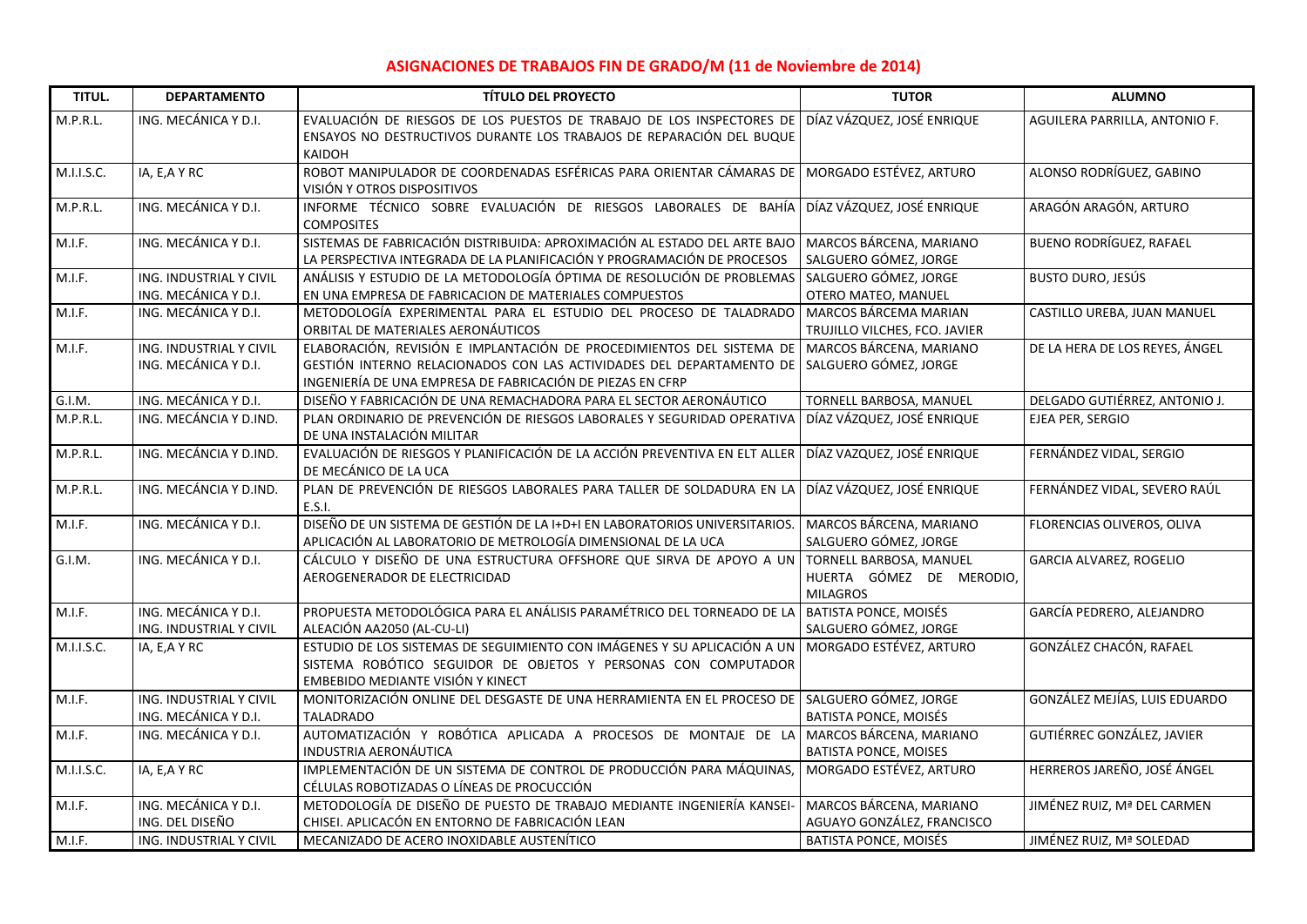# ASIGNACIONES DE TRABAJOS FIN DE GRADO/M (11 de Noviembre de 2014)

| TITUL. | DEPARTAMENTO | TÍTULO DEL PROYECTO | TUTOR | ALUMNO |
|---|---|---|---|---|
| M.P.R.L. | ING. MECÁNICA Y D.I. | EVALUACIÓN DE RIESGOS DE LOS PUESTOS DE TRABAJO DE LOS INSPECTORES DE ENSAYOS NO DESTRUCTIVOS DURANTE LOS TRABAJOS DE REPARACIÓN DEL BUQUE KAIDOH | DÍAZ VÁZQUEZ, JOSÉ ENRIQUE | AGUILERA PARRILLA, ANTONIO F. |
| M.I.I.S.C. | IA, E,A Y RC | ROBOT MANIPULADOR DE COORDENADAS ESFÉRICAS PARA ORIENTAR CÁMARAS DE VISIÓN Y OTROS DISPOSITIVOS | MORGADO ESTÉVEZ, ARTURO | ALONSO RODRÍGUEZ, GABINO |
| M.P.R.L. | ING. MECÁNICA Y D.I. | INFORME TÉCNICO SOBRE EVALUACIÓN DE RIESGOS LABORALES DE BAHÍA COMPOSITES | DÍAZ VÁZQUEZ, JOSÉ ENRIQUE | ARAGÓN ARAGÓN, ARTURO |
| M.I.F. | ING. MECÁNICA Y D.I. | SISTEMAS DE FABRICACIÓN DISTRIBUIDA: APROXIMACIÓN AL ESTADO DEL ARTE BAJO LA PERSPECTIVA INTEGRADA DE LA PLANIFICACIÓN Y PROGRAMACIÓN DE PROCESOS | MARCOS BÁRCENA, MARIANO<br>SALGUERO GÓMEZ, JORGE | BUENO RODRÍGUEZ, RAFAEL |
| M.I.F. | ING. INDUSTRIAL Y CIVIL<br>ING. MECÁNICA Y D.I. | ANÁLISIS Y ESTUDIO DE LA METODOLOGÍA ÓPTIMA DE RESOLUCIÓN DE PROBLEMAS EN UNA EMPRESA DE FABRICACION DE MATERIALES COMPUESTOS | SALGUERO GÓMEZ, JORGE<br>OTERO MATEO, MANUEL | BUSTO DURO, JESÚS |
| M.I.F. | ING. MECÁNICA Y D.I. | METODOLOGÍA EXPERIMENTAL PARA EL ESTUDIO DEL PROCESO DE TALADRADO ORBITAL DE MATERIALES AERONÁUTICOS | MARCOS BÁRCEMA MARIAN<br>TRUJILLO VILCHES, FCO. JAVIER | CASTILLO UREBA, JUAN MANUEL |
| M.I.F. | ING. INDUSTRIAL Y CIVIL<br>ING. MECÁNICA Y D.I. | ELABORACIÓN, REVISIÓN E IMPLANTACIÓN DE PROCEDIMIENTOS DEL SISTEMA DE GESTIÓN INTERNO RELACIONADOS CON LAS ACTIVIDADES DEL DEPARTAMENTO DE INGENIERÍA DE UNA EMPRESA DE FABRICACIÓN DE PIEZAS EN CFRP | MARCOS BÁRCENA, MARIANO<br>SALGUERO GÓMEZ, JORGE | DE LA HERA DE LOS REYES, ÁNGEL |
| G.I.M. | ING. MECÁNICA Y D.I. | DISEÑO Y FABRICACIÓN DE UNA REMACHADORA PARA EL SECTOR AERONÁUTICO | TORNELL BARBOSA, MANUEL | DELGADO GUTIÉRREZ, ANTONIO J. |
| M.P.R.L. | ING. MECÁNCIA Y D.IND. | PLAN ORDINARIO DE PREVENCIÓN DE RIESGOS LABORALES Y SEGURIDAD OPERATIVA DE UNA INSTALACIÓN MILITAR | DÍAZ VÁZQUEZ, JOSÉ ENRIQUE | EJEA PER, SERGIO |
| M.P.R.L. | ING. MECÁNCIA Y D.IND. | EVALUACIÓN DE RIESGOS Y PLANIFICACIÓN DE LA ACCIÓN PREVENTIVA EN ELT ALLER DE MECÁNICO DE LA UCA | DÍAZ VAZQUEZ, JOSÉ ENRIQUE | FERNÁNDEZ VIDAL, SERGIO |
| M.P.R.L. | ING. MECÁNCIA Y D.IND. | PLAN DE PREVENCIÓN DE RIESGOS LABORALES PARA TALLER DE SOLDADURA EN LA E.S.I. | DÍAZ VÁZQUEZ, JOSÉ ENRIQUE | FERNÁNDEZ VIDAL, SEVERO RAÚL |
| M.I.F. | ING. MECÁNICA Y D.I. | DISEÑO DE UN SISTEMA DE GESTIÓN DE LA I+D+I EN LABORATORIOS UNIVERSITARIOS. APLICACIÓN AL LABORATORIO DE METROLOGÍA DIMENSIONAL DE LA UCA | MARCOS BÁRCENA, MARIANO<br>SALGUERO GÓMEZ, JORGE | FLORENCIAS OLIVEROS, OLIVA |
| G.I.M. | ING. MECÁNICA Y D.I. | CÁLCULO Y DISEÑO DE UNA ESTRUCTURA OFFSHORE QUE SIRVA DE APOYO A UN AEROGENERADOR DE ELECTRICIDAD | TORNELL BARBOSA, MANUEL<br>HUERTA GÓMEZ DE MERODIO, MILAGROS | GARCIA ALVAREZ, ROGELIO |
| M.I.F. | ING. MECÁNICA Y D.I.<br>ING. INDUSTRIAL Y CIVIL | PROPUESTA METODOLÓGICA PARA EL ANÁLISIS PARAMÉTRICO DEL TORNEADO DE LA ALEACIÓN AA2050 (AL-CU-LI) | BATISTA PONCE, MOISÉS<br>SALGUERO GÓMEZ, JORGE | GARCÍA PEDRERO, ALEJANDRO |
| M.I.I.S.C. | IA, E,A Y RC | ESTUDIO DE LOS SISTEMAS DE SEGUIMIENTO CON IMÁGENES Y SU APLICACIÓN A UN SISTEMA ROBÓTICO SEGUIDOR DE OBJETOS Y PERSONAS CON COMPUTADOR EMBEBIDO MEDIANTE VISIÓN Y KINECT | MORGADO ESTÉVEZ, ARTURO | GONZÁLEZ CHACÓN, RAFAEL |
| M.I.F. | ING. INDUSTRIAL Y CIVIL<br>ING. MECÁNICA Y D.I. | MONITORIZACIÓN ONLINE DEL DESGASTE DE UNA HERRAMIENTA EN EL PROCESO DE TALADRADO | SALGUERO GÓMEZ, JORGE<br>BATISTA PONCE, MOISÉS | GONZÁLEZ MEJÍAS, LUIS EDUARDO |
| M.I.F. | ING. MECÁNICA Y D.I. | AUTOMATIZACIÓN Y ROBÓTICA APLICADA A PROCESOS DE MONTAJE DE LA INDUSTRIA AERONÁUTICA | MARCOS BÁRCENA, MARIANO<br>BATISTA PONCE, MOISES | GUTIÉRREC GONZÁLEZ, JAVIER |
| M.I.I.S.C. | IA, E,A Y RC | IMPLEMENTACIÓN DE UN SISTEMA DE CONTROL DE PRODUCCIÓN PARA MÁQUINAS, CÉLULAS ROBOTIZADAS O LÍNEAS DE PROCUCCIÓN | MORGADO ESTÉVEZ, ARTURO | HERREROS JAREÑO, JOSÉ ÁNGEL |
| M.I.F. | ING. MECÁNICA Y D.I.<br>ING. DEL DISEÑO | METODOLOGÍA DE DISEÑO DE PUESTO DE TRABAJO MEDIANTE INGENIERÍA KANSEI-CHISEI. APLICACÓN EN ENTORNO DE FABRICACIÓN LEAN | MARCOS BÁRCENA, MARIANO<br>AGUAYO GONZÁLEZ, FRANCISCO | JIMÉNEZ RUIZ, Mª DEL CARMEN |
| M.I.F. | ING. INDUSTRIAL Y CIVIL | MECANIZADO DE ACERO INOXIDABLE AUSTENÍTICO | BATISTA PONCE, MOISÉS | JIMÉNEZ RUIZ, Mª SOLEDAD |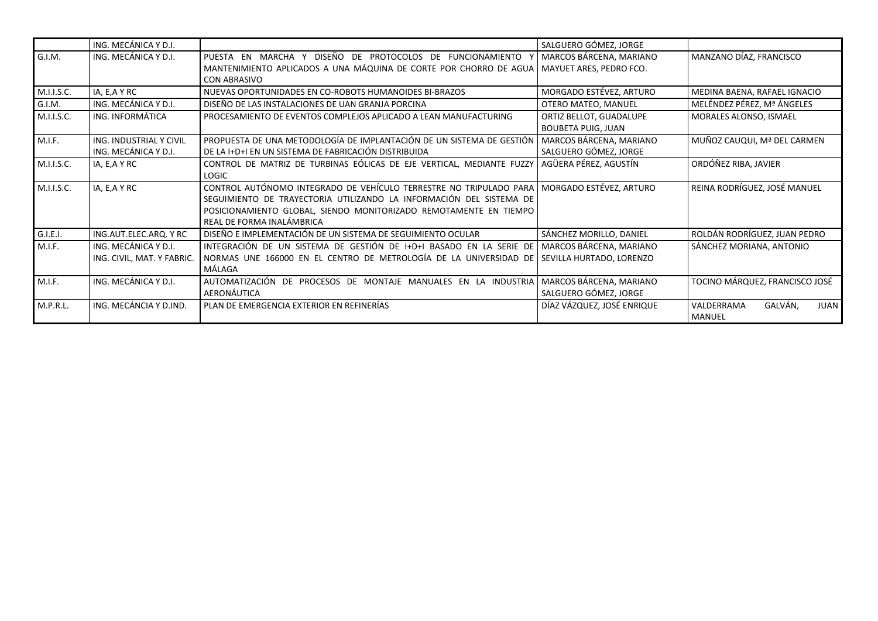| | | | | |
|---|---|---|---|---|
| | ING. MECÁNICA Y D.I. | | SALGUERO GÓMEZ, JORGE | |
| G.I.M. | ING. MECÁNICA Y D.I. | PUESTA EN MARCHA Y DISEÑO DE PROTOCOLOS DE FUNCIONAMIENTO Y MANTENIMIENTO APLICADOS A UNA MÁQUINA DE CORTE POR CHORRO DE AGUA CON ABRASIVO | MARCOS BÁRCENA, MARIANO<br>MAYUET ARES, PEDRO FCO. | MANZANO DÍAZ, FRANCISCO |
| M.I.I.S.C. | IA, E,A Y RC | NUEVAS OPORTUNIDADES EN CO-ROBOTS HUMANOIDES BI-BRAZOS | MORGADO ESTÉVEZ, ARTURO | MEDINA BAENA, RAFAEL IGNACIO |
| G.I.M. | ING. MECÁNICA Y D.I. | DISEÑO DE LAS INSTALACIONES DE UAN GRANJA PORCINA | OTERO MATEO, MANUEL | MELÉNDEZ PÉREZ, Mª ÁNGELES |
| M.I.I.S.C. | ING. INFORMÁTICA | PROCESAMIENTO DE EVENTOS COMPLEJOS APLICADO A LEAN MANUFACTURING | ORTIZ BELLOT, GUADALUPE<br>BOUBETA PUIG, JUAN | MORALES ALONSO, ISMAEL |
| M.I.F. | ING. INDUSTRIAL Y CIVIL<br>ING. MECÁNICA Y D.I. | PROPUESTA DE UNA METODOLOGÍA DE IMPLANTACIÓN DE UN SISTEMA DE GESTIÓN DE LA I+D+I EN UN SISTEMA DE FABRICACIÓN DISTRIBUIDA | MARCOS BÁRCENA, MARIANO<br>SALGUERO GÓMEZ, JORGE | MUÑOZ CAUQUI, Mª DEL CARMEN |
| M.I.I.S.C. | IA, E,A Y RC | CONTROL DE MATRIZ DE TURBINAS EÓLICAS DE EJE VERTICAL, MEDIANTE FUZZY LOGIC | AGÜERA PÉREZ, AGUSTÍN | ORDÓÑEZ RIBA, JAVIER |
| M.I.I.S.C. | IA, E,A Y RC | CONTROL AUTÓNOMO INTEGRADO DE VEHÍCULO TERRESTRE NO TRIPULADO PARA SEGUIMIENTO DE TRAYECTORIA UTILIZANDO LA INFORMACIÓN DEL SISTEMA DE POSICIONAMIENTO GLOBAL, SIENDO MONITORIZADO REMOTAMENTE EN TIEMPO REAL DE FORMA INALÁMBRICA | MORGADO ESTÉVEZ, ARTURO | REINA RODRÍGUEZ, JOSÉ MANUEL |
| G.I.E.I. | ING.AUT.ELEC.ARQ. Y RC | DISEÑO E IMPLEMENTACIÓN DE UN SISTEMA DE SEGUIMIENTO OCULAR | SÁNCHEZ MORILLO, DANIEL | ROLDÁN RODRÍGUEZ, JUAN PEDRO |
| M.I.F. | ING. MECÁNICA Y D.I.<br>ING. CIVIL, MAT. Y FABRIC. | INTEGRACIÓN DE UN SISTEMA DE GESTIÓN DE I+D+I BASADO EN LA SERIE DE NORMAS UNE 166000 EN EL CENTRO DE METROLOGÍA DE LA UNIVERSIDAD DE MÁLAGA | MARCOS BÁRCENA, MARIANO<br>SEVILLA HURTADO, LORENZO | SÁNCHEZ MORIANA, ANTONIO |
| M.I.F. | ING. MECÁNICA Y D.I. | AUTOMATIZACIÓN DE PROCESOS DE MONTAJE MANUALES EN LA INDUSTRIA AERONÁUTICA | MARCOS BÁRCENA, MARIANO<br>SALGUERO GÓMEZ, JORGE | TOCINO MÁRQUEZ, FRANCISCO JOSÉ |
| M.P.R.L. | ING. MECÁNCIA Y D.IND. | PLAN DE EMERGENCIA EXTERIOR EN REFINERÍAS | DÍAZ VÁZQUEZ, JOSÉ ENRIQUE | VALDERRAMA GALVÁN, JUAN MANUEL |